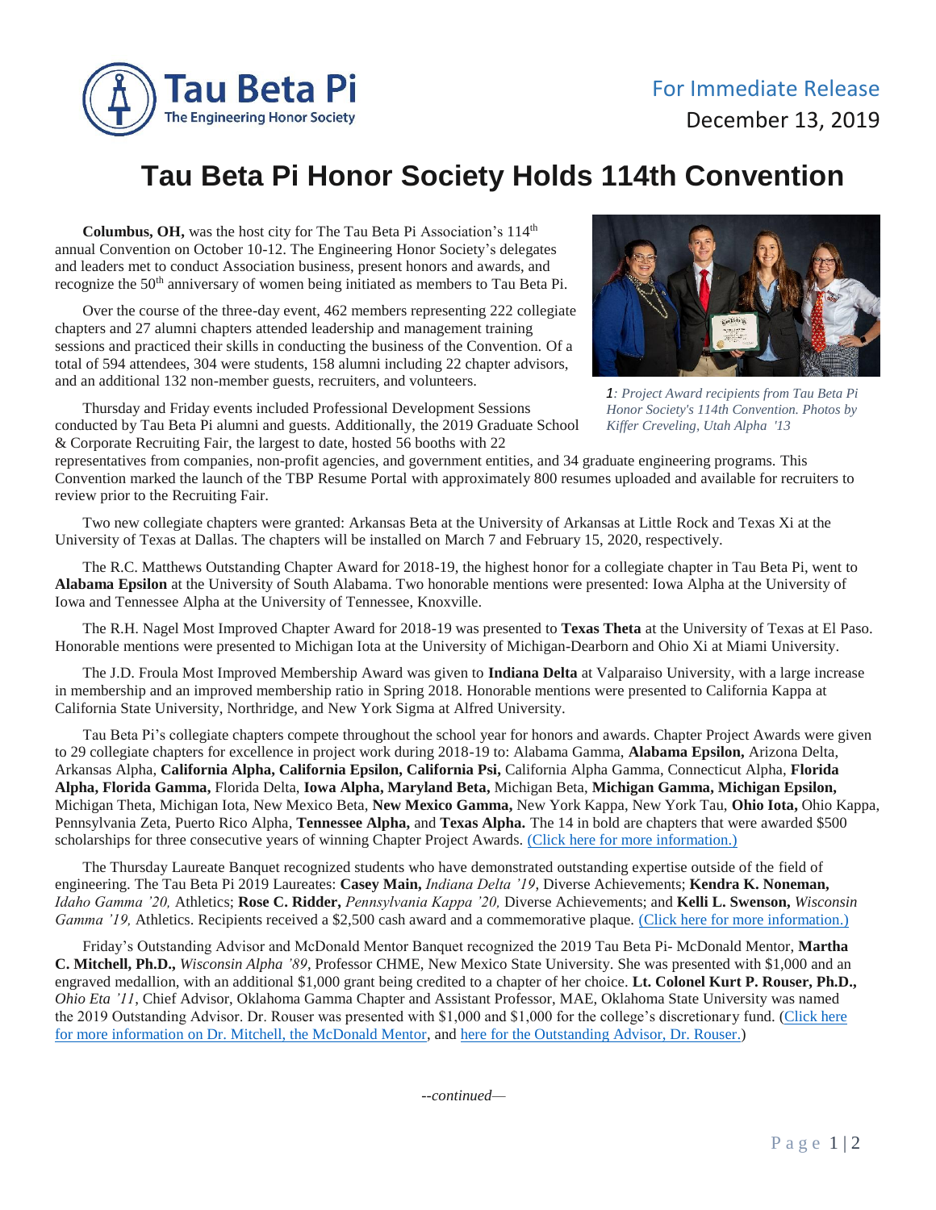Tau Beta Pi
The Engineering Honor Society

For Immediate Release
December 13, 2019

# Tau Beta Pi Honor Society Holds 114th Convention

**Columbus, OH,** was the host city for The Tau Beta Pi Association's 114th annual Convention on October 10-12. The Engineering Honor Society's delegates and leaders met to conduct Association business, present honors and awards, and recognize the 50th anniversary of women being initiated as members to Tau Beta Pi.

*1: Project Award recipients from Tau Beta Pi Honor Society's 114th Convention. Photos by Kiffer Creveling, Utah Alpha '13*

Over the course of the three-day event, 462 members representing 222 collegiate chapters and 27 alumni chapters attended leadership and management training sessions and practiced their skills in conducting the business of the Convention. Of a total of 594 attendees, 304 were students, 158 alumni including 22 chapter advisors, and an additional 132 non-member guests, recruiters, and volunteers.

Thursday and Friday events included Professional Development Sessions conducted by Tau Beta Pi alumni and guests. Additionally, the 2019 Graduate School & Corporate Recruiting Fair, the largest to date, hosted 56 booths with 22 representatives from companies, non-profit agencies, and government entities, and 34 graduate engineering programs. This Convention marked the launch of the TBP Resume Portal with approximately 800 resumes uploaded and available for recruiters to review prior to the Recruiting Fair.

Two new collegiate chapters were granted: Arkansas Beta at the University of Arkansas at Little Rock and Texas Xi at the University of Texas at Dallas. The chapters will be installed on March 7 and February 15, 2020, respectively.

The R.C. Matthews Outstanding Chapter Award for 2018-19, the highest honor for a collegiate chapter in Tau Beta Pi, went to **Alabama Epsilon** at the University of South Alabama. Two honorable mentions were presented: Iowa Alpha at the University of Iowa and Tennessee Alpha at the University of Tennessee, Knoxville.

The R.H. Nagel Most Improved Chapter Award for 2018-19 was presented to **Texas Theta** at the University of Texas at El Paso. Honorable mentions were presented to Michigan Iota at the University of Michigan-Dearborn and Ohio Xi at Miami University.

The J.D. Froula Most Improved Membership Award was given to **Indiana Delta** at Valparaiso University, with a large increase in membership and an improved membership ratio in Spring 2018. Honorable mentions were presented to California Kappa at California State University, Northridge, and New York Sigma at Alfred University.

Tau Beta Pi's collegiate chapters compete throughout the school year for honors and awards. Chapter Project Awards were given to 29 collegiate chapters for excellence in project work during 2018-19 to: Alabama Gamma, **Alabama Epsilon,** Arizona Delta, Arkansas Alpha, **California Alpha, California Epsilon, California Psi,** California Alpha Gamma, Connecticut Alpha, **Florida Alpha, Florida Gamma,** Florida Delta, **Iowa Alpha, Maryland Beta,** Michigan Beta, **Michigan Gamma, Michigan Epsilon,** Michigan Theta, Michigan Iota, New Mexico Beta, **New Mexico Gamma,** New York Kappa, New York Tau, **Ohio Iota,** Ohio Kappa, Pennsylvania Zeta, Puerto Rico Alpha, **Tennessee Alpha,** and **Texas Alpha.** The 14 in bold are chapters that were awarded $500 scholarships for three consecutive years of winning Chapter Project Awards. (Click here for more information.)

The Thursday Laureate Banquet recognized students who have demonstrated outstanding expertise outside of the field of engineering. The Tau Beta Pi 2019 Laureates: **Casey Main,** *Indiana Delta '19,* Diverse Achievements; **Kendra K. Noneman,** *Idaho Gamma '20,* Athletics; **Rose C. Ridder,** *Pennsylvania Kappa '20,* Diverse Achievements; and **Kelli L. Swenson,** *Wisconsin Gamma '19,* Athletics. Recipients received a $2,500 cash award and a commemorative plaque. (Click here for more information.)

Friday's Outstanding Advisor and McDonald Mentor Banquet recognized the 2019 Tau Beta Pi- McDonald Mentor, **Martha C. Mitchell, Ph.D.,** *Wisconsin Alpha '89,* Professor CHME, New Mexico State University. She was presented with $1,000 and an engraved medallion, with an additional $1,000 grant being credited to a chapter of her choice. **Lt. Colonel Kurt P. Rouser, Ph.D.,** *Ohio Eta '11,* Chief Advisor, Oklahoma Gamma Chapter and Assistant Professor, MAE, Oklahoma State University was named the 2019 Outstanding Advisor. Dr. Rouser was presented with $1,000 and $1,000 for the college's discretionary fund. (Click here for more information on Dr. Mitchell, the McDonald Mentor, and here for the Outstanding Advisor, Dr. Rouser.)

*--continued—*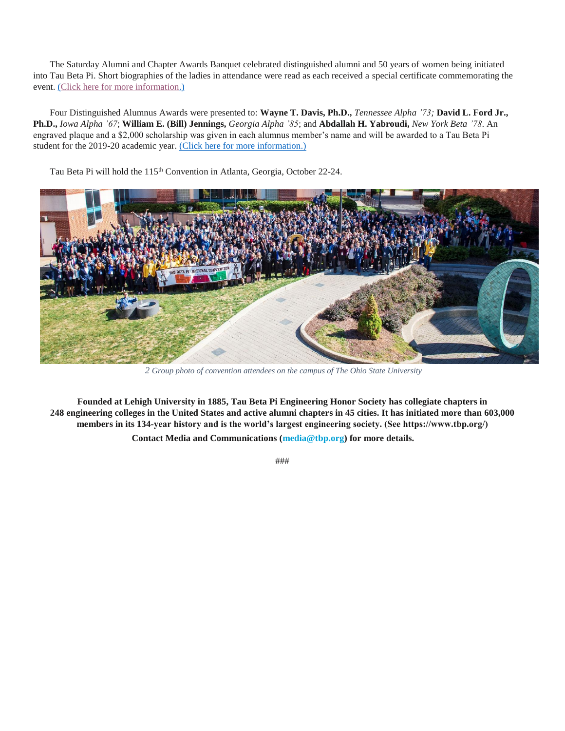The Saturday Alumni and Chapter Awards Banquet celebrated distinguished alumni and 50 years of women being initiated into Tau Beta Pi. Short biographies of the ladies in attendance were read as each received a special certificate commemorating the event. (Click here for more information.)

Four Distinguished Alumnus Awards were presented to: **Wayne T. Davis, Ph.D.,** *Tennessee Alpha '73;* **David L. Ford Jr., Ph.D.,** *Iowa Alpha '67*; **William E. (Bill) Jennings,** *Georgia Alpha '85*; and **Abdallah H. Yabroudi,** *New York Beta '78*. An engraved plaque and a $2,000 scholarship was given in each alumnus member's name and will be awarded to a Tau Beta Pi student for the 2019-20 academic year. (Click here for more information.)

Tau Beta Pi will hold the 115th Convention in Atlanta, Georgia, October 22-24.

*2 Group photo of convention attendees on the campus of The Ohio State University*

**Founded at Lehigh University in 1885, Tau Beta Pi Engineering Honor Society has collegiate chapters in 248 engineering colleges in the United States and active alumni chapters in 45 cities. It has initiated more than 603,000 members in its 134-year history and is the world's largest engineering society. (See https://www.tbp.org/)**

**Contact Media and Communications (media@tbp.org) for more details.**

###